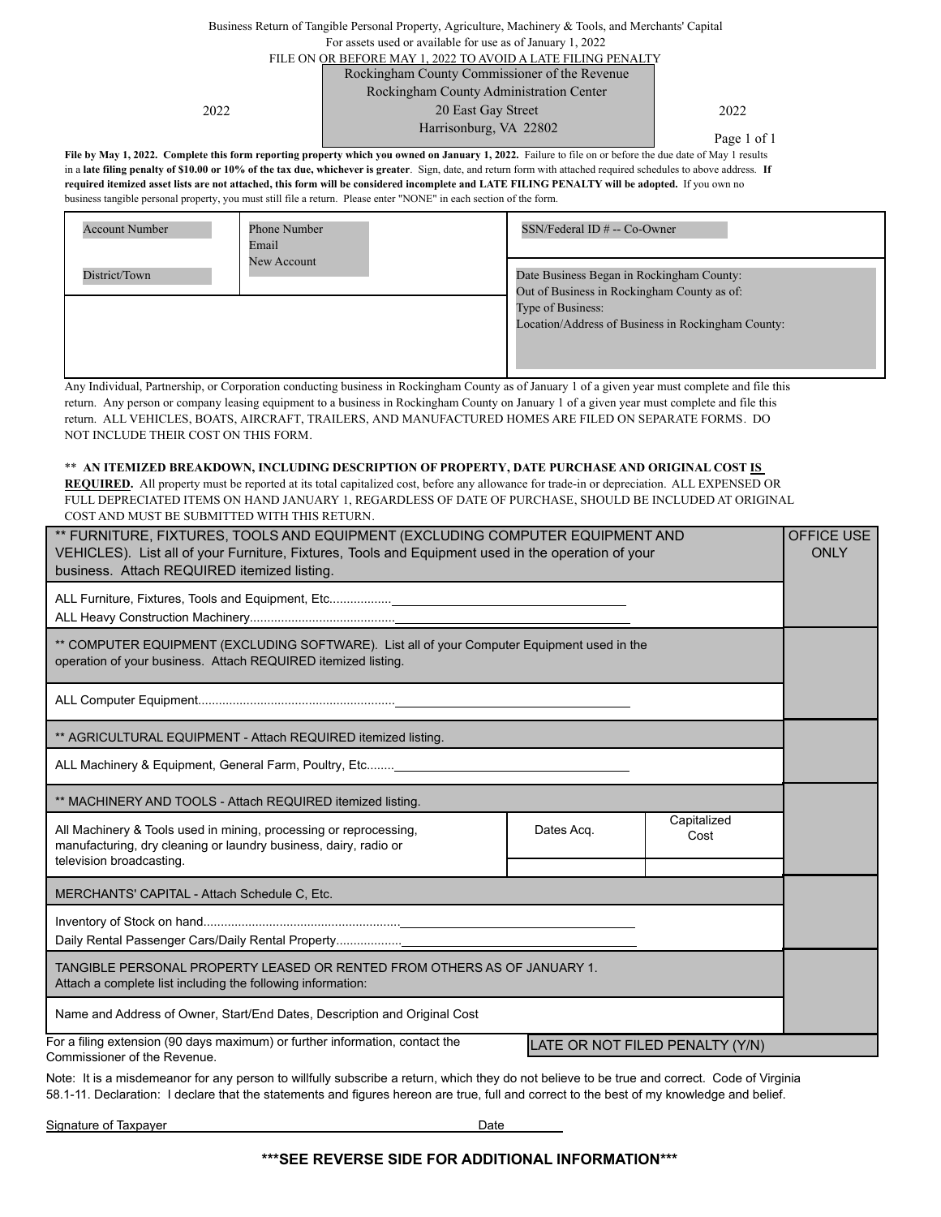Business Return of Tangible Personal Property, Agriculture, Machinery & Tools, and Merchants' Capital

For assets used or available for use as of January 1, 2022

FILE ON OR BEFORE MAY 1, 2022 TO AVOID A LATE FILING PENALTY

2022

Rockingham County Commissioner of the Revenue
Rockingham County Administration Center
20 East Gay Street
Harrisonburg, VA 22802

2022

**File by May 1, 2022. Complete this form reporting property which you owned on January 1, 2022.** Failure to file on or before the due date of May 1 results in a **late filing penalty of $10.00 or 10% of the tax due, whichever is greater**. Sign, date, and return form with attached required schedules to above address. **If required itemized asset lists are not attached, this form will be considered incomplete and LATE FILING PENALTY will be adopted.** If you own no business tangible personal property, you must still file a return. Please enter "NONE" in each section of the form.

| | | |
|---|---|---|
| Account Number<br><br>District/Town | Phone Number<br>Email<br>New Account | SSN/Federal ID # -- Co-Owner |
| | | Date Business Began in Rockingham County:<br>Out of Business in Rockingham County as of:<br>Type of Business:<br>Location/Address of Business in Rockingham County: |

Any Individual, Partnership, or Corporation conducting business in Rockingham County as of January 1 of a given year must complete and file this return. Any person or company leasing equipment to a business in Rockingham County on January 1 of a given year must complete and file this return. ALL VEHICLES, BOATS, AIRCRAFT, TRAILERS, AND MANUFACTURED HOMES ARE FILED ON SEPARATE FORMS. DO NOT INCLUDE THEIR COST ON THIS FORM.

** **AN ITEMIZED BREAKDOWN, INCLUDING DESCRIPTION OF PROPERTY, DATE PURCHASE AND ORIGINAL COST IS REQUIRED.** All property must be reported at its total capitalized cost, before any allowance for trade-in or depreciation. ALL EXPENSED OR FULL DEPRECIATED ITEMS ON HAND JANUARY 1, REGARDLESS OF DATE OF PURCHASE, SHOULD BE INCLUDED AT ORIGINAL COST AND MUST BE SUBMITTED WITH THIS RETURN.

| | | | OFFICE USE ONLY |
|---|---|---|---|
| ** FURNITURE, FIXTURES, TOOLS AND EQUIPMENT (EXCLUDING COMPUTER EQUIPMENT AND VEHICLES). List all of your Furniture, Fixtures, Tools and Equipment used in the operation of your business. Attach REQUIRED itemized listing. | | | |
| ALL Furniture, Fixtures, Tools and Equipment, Etc..................<br>ALL Heavy Construction Machinery.......................................... | | | |
| ** COMPUTER EQUIPMENT (EXCLUDING SOFTWARE). List all of your Computer Equipment used in the operation of your business. Attach REQUIRED itemized listing. | | | |
| ALL Computer Equipment......................................................... | | | |
| ** AGRICULTURAL EQUIPMENT - Attach REQUIRED itemized listing. | | | |
| ALL Machinery & Equipment, General Farm, Poultry, Etc........ | | | |
| ** MACHINERY AND TOOLS - Attach REQUIRED itemized listing. | | | |
| All Machinery & Tools used in mining, processing or reprocessing, manufacturing, dry cleaning or laundry business, dairy, radio or television broadcasting. | Dates Acq. | Capitalized Cost | |
| MERCHANTS' CAPITAL - Attach Schedule C, Etc. | | | |
| Inventory of Stock on hand.........................................................<br>Daily Rental Passenger Cars/Daily Rental Property................... | | | |
| TANGIBLE PERSONAL PROPERTY LEASED OR RENTED FROM OTHERS AS OF JANUARY 1. Attach a complete list including the following information: | | | |
| Name and Address of Owner, Start/End Dates, Description and Original Cost | | | |

For a filing extension (90 days maximum) or further information, contact the Commissioner of the Revenue.

LATE OR NOT FILED PENALTY (Y/N)

Note: It is a misdemeanor for any person to willfully subscribe a return, which they do not believe to be true and correct. Code of Virginia 58.1-11. Declaration: I declare that the statements and figures hereon are true, full and correct to the best of my knowledge and belief.

Signature of Taxpayer ______________________________ Date ________

**\*\*\*SEE REVERSE SIDE FOR ADDITIONAL INFORMATION\*\*\***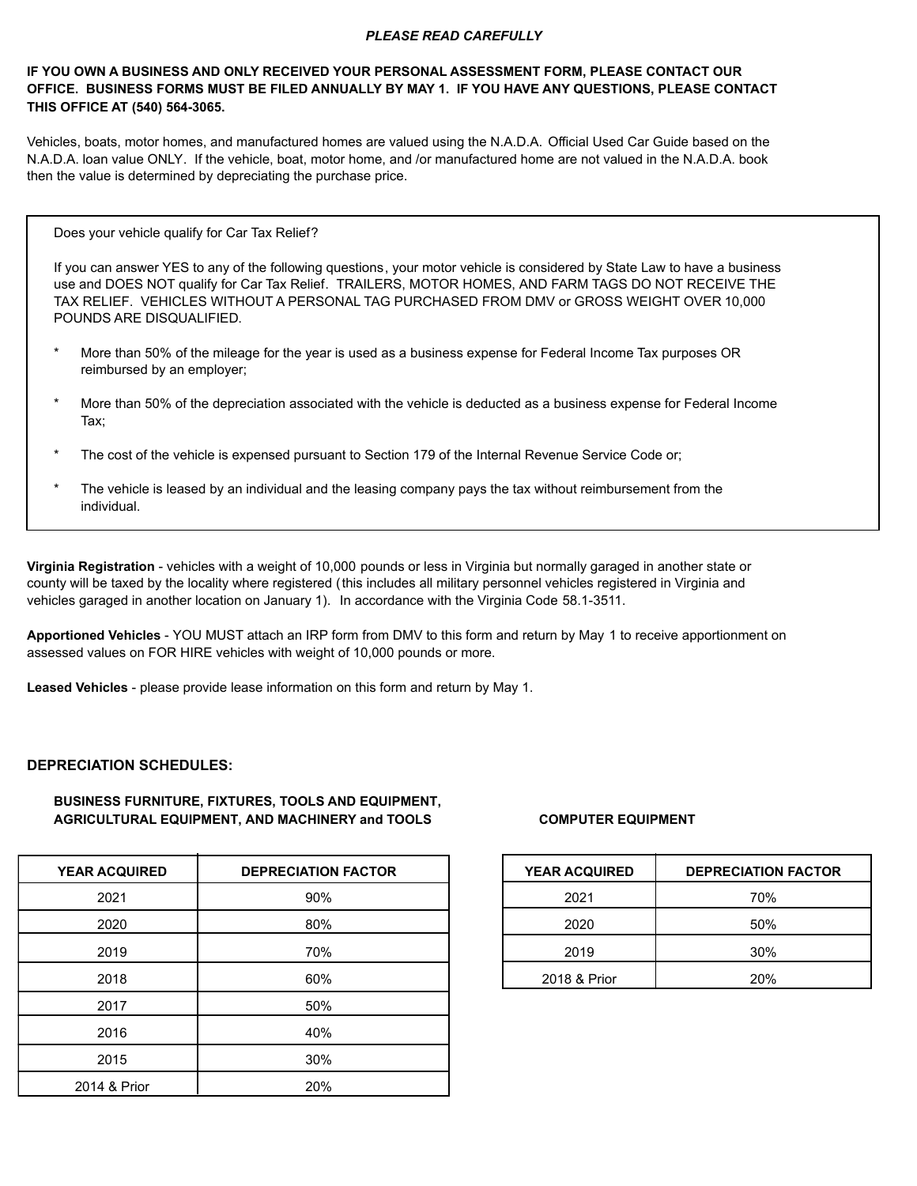***PLEASE READ CAREFULLY***

**IF YOU OWN A BUSINESS AND ONLY RECEIVED YOUR PERSONAL ASSESSMENT FORM, PLEASE CONTACT OUR OFFICE. BUSINESS FORMS MUST BE FILED ANNUALLY BY MAY 1. IF YOU HAVE ANY QUESTIONS, PLEASE CONTACT THIS OFFICE AT (540) 564-3065.**

Vehicles, boats, motor homes, and manufactured homes are valued using the N.A.D.A. Official Used Car Guide based on the N.A.D.A. loan value ONLY. If the vehicle, boat, motor home, and /or manufactured home are not valued in the N.A.D.A. book then the value is determined by depreciating the purchase price.

Does your vehicle qualify for Car Tax Relief?

If you can answer YES to any of the following questions, your motor vehicle is considered by State Law to have a business use and DOES NOT qualify for Car Tax Relief. TRAILERS, MOTOR HOMES, AND FARM TAGS DO NOT RECEIVE THE TAX RELIEF. VEHICLES WITHOUT A PERSONAL TAG PURCHASED FROM DMV or GROSS WEIGHT OVER 10,000 POUNDS ARE DISQUALIFIED.

* More than 50% of the mileage for the year is used as a business expense for Federal Income Tax purposes OR reimbursed by an employer;
* More than 50% of the depreciation associated with the vehicle is deducted as a business expense for Federal Income Tax;
* The cost of the vehicle is expensed pursuant to Section 179 of the Internal Revenue Service Code or;
* The vehicle is leased by an individual and the leasing company pays the tax without reimbursement from the individual.

**Virginia Registration** - vehicles with a weight of 10,000 pounds or less in Virginia but normally garaged in another state or county will be taxed by the locality where registered (this includes all military personnel vehicles registered in Virginia and vehicles garaged in another location on January 1). In accordance with the Virginia Code 58.1-3511.

**Apportioned Vehicles** - YOU MUST attach an IRP form from DMV to this form and return by May 1 to receive apportionment on assessed values on FOR HIRE vehicles with weight of 10,000 pounds or more.

**Leased Vehicles** - please provide lease information on this form and return by May 1.

### DEPRECIATION SCHEDULES:

**BUSINESS FURNITURE, FIXTURES, TOOLS AND EQUIPMENT, AGRICULTURAL EQUIPMENT, AND MACHINERY and TOOLS**

| YEAR ACQUIRED | DEPRECIATION FACTOR |
|---|---|
| 2021 | 90% |
| 2020 | 80% |
| 2019 | 70% |
| 2018 | 60% |
| 2017 | 50% |
| 2016 | 40% |
| 2015 | 30% |
| 2014 & Prior | 20% |

**COMPUTER EQUIPMENT**

| YEAR ACQUIRED | DEPRECIATION FACTOR |
|---|---|
| 2021 | 70% |
| 2020 | 50% |
| 2019 | 30% |
| 2018 & Prior | 20% |